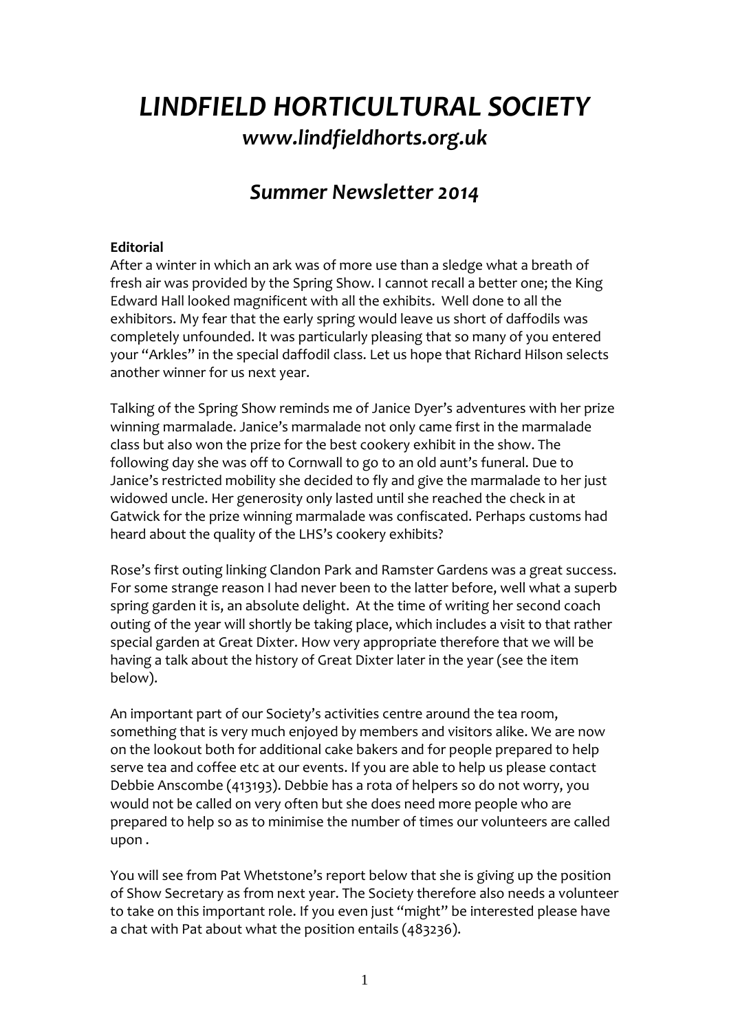# *LINDFIELD HORTICULTURAL SOCIETY*

## *www.lindfieldhorts.org.uk*

## *Summer Newsletter 2014*

**Editorial**

After a winter in which an ark was of more use than a sledge what a breath of fresh air was provided by the Spring Show. I cannot recall a better one; the King Edward Hall looked magnificent with all the exhibits. Well done to all the exhibitors. My fear that the early spring would leave us short of daffodils was completely unfounded. It was particularly pleasing that so many of you entered your "Arkles" in the special daffodil class. Let us hope that Richard Hilson selects another winner for us next year.

Talking of the Spring Show reminds me of Janice Dyer's adventures with her prize winning marmalade. Janice's marmalade not only came first in the marmalade class but also won the prize for the best cookery exhibit in the show. The following day she was off to Cornwall to go to an old aunt's funeral. Due to Janice's restricted mobility she decided to fly and give the marmalade to her just widowed uncle. Her generosity only lasted until she reached the check in at Gatwick for the prize winning marmalade was confiscated. Perhaps customs had heard about the quality of the LHS's cookery exhibits?

Rose's first outing linking Clandon Park and Ramster Gardens was a great success. For some strange reason I had never been to the latter before, well what a superb spring garden it is, an absolute delight. At the time of writing her second coach outing of the year will shortly be taking place, which includes a visit to that rather special garden at Great Dixter. How very appropriate therefore that we will be having a talk about the history of Great Dixter later in the year (see the item below).

An important part of our Society's activities centre around the tea room, something that is very much enjoyed by members and visitors alike. We are now on the lookout both for additional cake bakers and for people prepared to help serve tea and coffee etc at our events. If you are able to help us please contact Debbie Anscombe (413193). Debbie has a rota of helpers so do not worry, you would not be called on very often but she does need more people who are prepared to help so as to minimise the number of times our volunteers are called upon .

You will see from Pat Whetstone's report below that she is giving up the position of Show Secretary as from next year. The Society therefore also needs a volunteer to take on this important role. If you even just "might" be interested please have a chat with Pat about what the position entails (483236).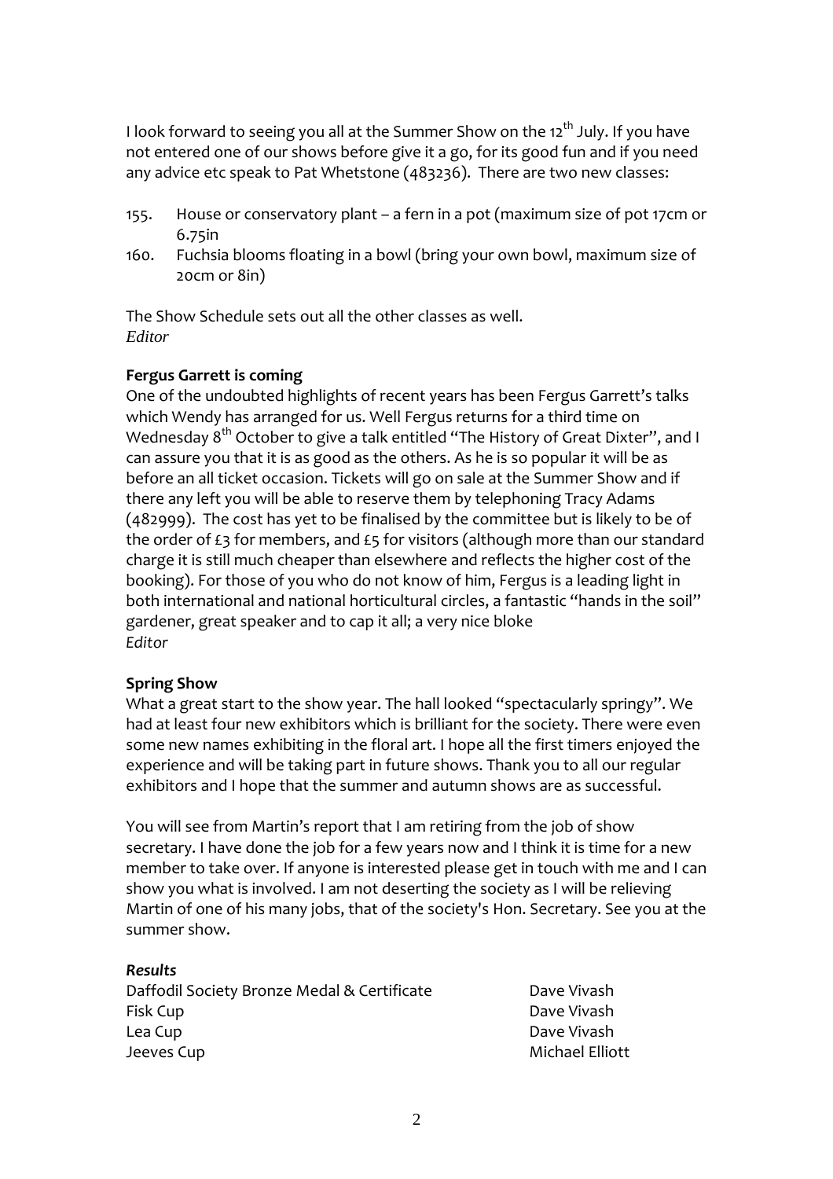I look forward to seeing you all at the Summer Show on the 12th July. If you have not entered one of our shows before give it a go, for its good fun and if you need any advice etc speak to Pat Whetstone (483236). There are two new classes:

155. House or conservatory plant – a fern in a pot (maximum size of pot 17cm or 6.75in
160. Fuchsia blooms floating in a bowl (bring your own bowl, maximum size of 20cm or 8in)

The Show Schedule sets out all the other classes as well.
*Editor*

**Fergus Garrett is coming**
One of the undoubted highlights of recent years has been Fergus Garrett's talks which Wendy has arranged for us. Well Fergus returns for a third time on Wednesday 8th October to give a talk entitled "The History of Great Dixter", and I can assure you that it is as good as the others. As he is so popular it will be as before an all ticket occasion. Tickets will go on sale at the Summer Show and if there any left you will be able to reserve them by telephoning Tracy Adams (482999). The cost has yet to be finalised by the committee but is likely to be of the order of £3 for members, and £5 for visitors (although more than our standard charge it is still much cheaper than elsewhere and reflects the higher cost of the booking). For those of you who do not know of him, Fergus is a leading light in both international and national horticultural circles, a fantastic "hands in the soil" gardener, great speaker and to cap it all; a very nice bloke
*Editor*

**Spring Show**
What a great start to the show year. The hall looked "spectacularly springy". We had at least four new exhibitors which is brilliant for the society. There were even some new names exhibiting in the floral art. I hope all the first timers enjoyed the experience and will be taking part in future shows. Thank you to all our regular exhibitors and I hope that the summer and autumn shows are as successful.

You will see from Martin's report that I am retiring from the job of show secretary. I have done the job for a few years now and I think it is time for a new member to take over. If anyone is interested please get in touch with me and I can show you what is involved. I am not deserting the society as I will be relieving Martin of one of his many jobs, that of the society's Hon. Secretary. See you at the summer show.

***Results***

| | |
|---|---|
| Daffodil Society Bronze Medal & Certificate | Dave Vivash |
| Fisk Cup | Dave Vivash |
| Lea Cup | Dave Vivash |
| Jeeves Cup | Michael Elliott |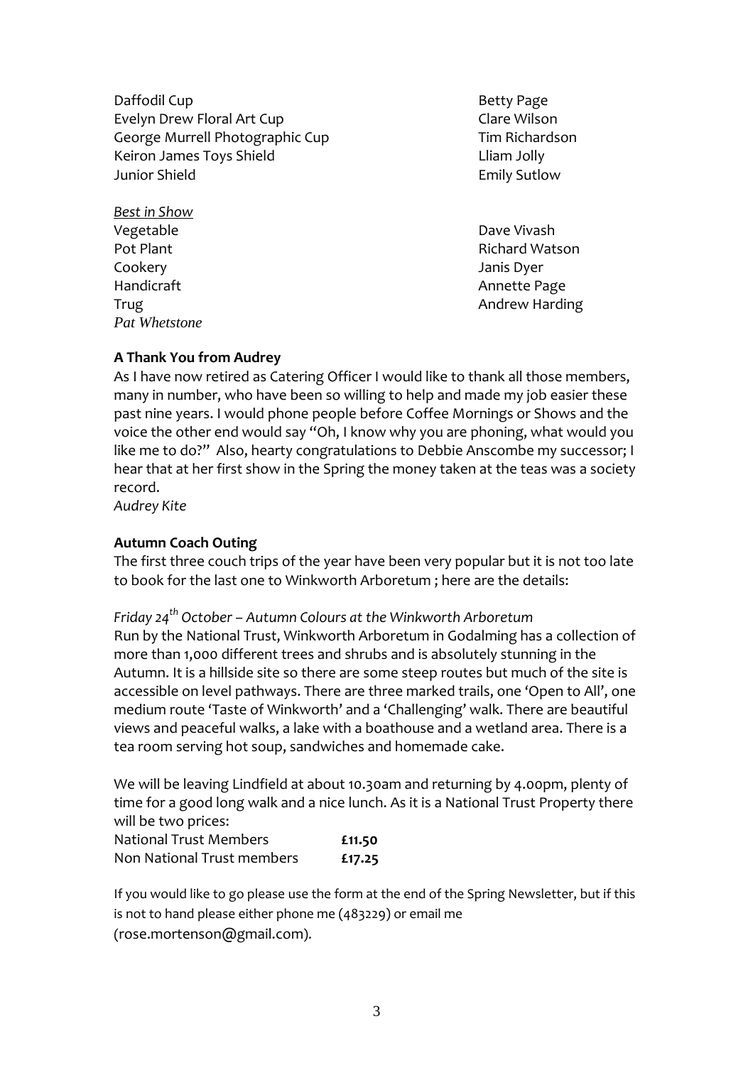| | |
|---|---|
| Daffodil Cup | Betty Page |
| Evelyn Drew Floral Art Cup | Clare Wilson |
| George Murrell Photographic Cup | Tim Richardson |
| Keiron James Toys Shield | Lliam Jolly |
| Junior Shield | Emily Sutlow |

*Best in Show*

| | |
|---|---|
| Vegetable | Dave Vivash |
| Pot Plant | Richard Watson |
| Cookery | Janis Dyer |
| Handicraft | Annette Page |
| Trug | Andrew Harding |

*Pat Whetstone*

**A Thank You from Audrey**

As I have now retired as Catering Officer I would like to thank all those members, many in number, who have been so willing to help and made my job easier these past nine years. I would phone people before Coffee Mornings or Shows and the voice the other end would say "Oh, I know why you are phoning, what would you like me to do?" Also, hearty congratulations to Debbie Anscombe my successor; I hear that at her first show in the Spring the money taken at the teas was a society record.

*Audrey Kite*

**Autumn Coach Outing**

The first three couch trips of the year have been very popular but it is not too late to book for the last one to Winkworth Arboretum ; here are the details:

*Friday 24th October – Autumn Colours at the Winkworth Arboretum*

Run by the National Trust, Winkworth Arboretum in Godalming has a collection of more than 1,000 different trees and shrubs and is absolutely stunning in the Autumn. It is a hillside site so there are some steep routes but much of the site is accessible on level pathways. There are three marked trails, one 'Open to All', one medium route 'Taste of Winkworth' and a 'Challenging' walk. There are beautiful views and peaceful walks, a lake with a boathouse and a wetland area. There is a tea room serving hot soup, sandwiches and homemade cake.

We will be leaving Lindfield at about 10.30am and returning by 4.00pm, plenty of time for a good long walk and a nice lunch. As it is a National Trust Property there will be two prices:

| | |
|---|---|
| National Trust Members | **£11.50** |
| Non National Trust members | **£17.25** |

If you would like to go please use the form at the end of the Spring Newsletter, but if this is not to hand please either phone me (483229) or email me (rose.mortenson@gmail.com).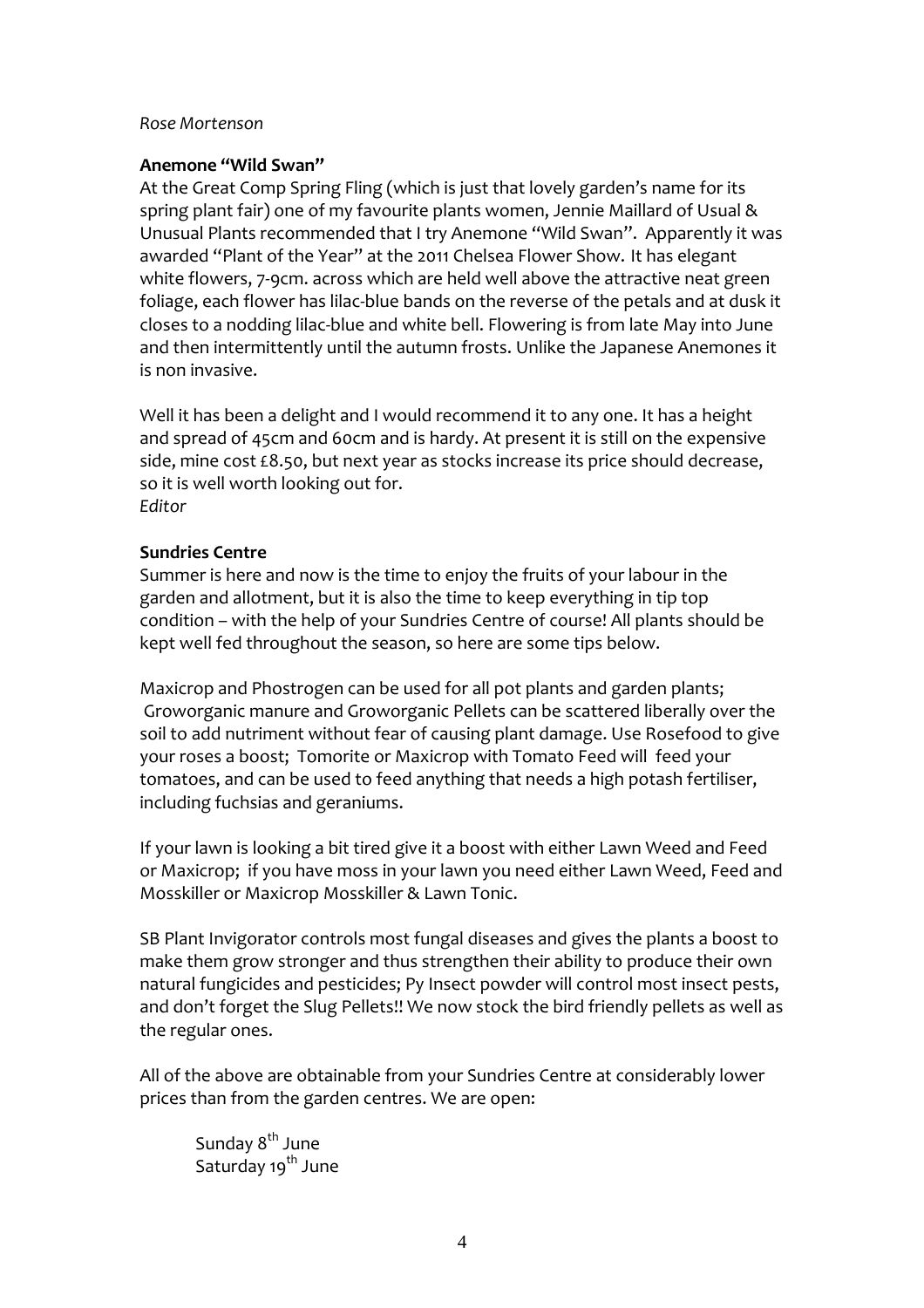*Rose Mortenson*

**Anemone "Wild Swan"**

At the Great Comp Spring Fling (which is just that lovely garden's name for its spring plant fair) one of my favourite plants women, Jennie Maillard of Usual & Unusual Plants recommended that I try Anemone "Wild Swan". Apparently it was awarded "Plant of the Year" at the 2011 Chelsea Flower Show. It has elegant white flowers, 7-9cm. across which are held well above the attractive neat green foliage, each flower has lilac-blue bands on the reverse of the petals and at dusk it closes to a nodding lilac-blue and white bell. Flowering is from late May into June and then intermittently until the autumn frosts. Unlike the Japanese Anemones it is non invasive.

Well it has been a delight and I would recommend it to any one. It has a height and spread of 45cm and 60cm and is hardy. At present it is still on the expensive side, mine cost £8.50, but next year as stocks increase its price should decrease, so it is well worth looking out for.
*Editor*

**Sundries Centre**

Summer is here and now is the time to enjoy the fruits of your labour in the garden and allotment, but it is also the time to keep everything in tip top condition – with the help of your Sundries Centre of course! All plants should be kept well fed throughout the season, so here are some tips below.

Maxicrop and Phostrogen can be used for all pot plants and garden plants; Groworganic manure and Groworganic Pellets can be scattered liberally over the soil to add nutriment without fear of causing plant damage. Use Rosefood to give your roses a boost; Tomorite or Maxicrop with Tomato Feed will feed your tomatoes, and can be used to feed anything that needs a high potash fertiliser, including fuchsias and geraniums.

If your lawn is looking a bit tired give it a boost with either Lawn Weed and Feed or Maxicrop; if you have moss in your lawn you need either Lawn Weed, Feed and Mosskiller or Maxicrop Mosskiller & Lawn Tonic.

SB Plant Invigorator controls most fungal diseases and gives the plants a boost to make them grow stronger and thus strengthen their ability to produce their own natural fungicides and pesticides; Py Insect powder will control most insect pests, and don't forget the Slug Pellets!! We now stock the bird friendly pellets as well as the regular ones.

All of the above are obtainable from your Sundries Centre at considerably lower prices than from the garden centres. We are open:

Sunday 8th June
Saturday 19th June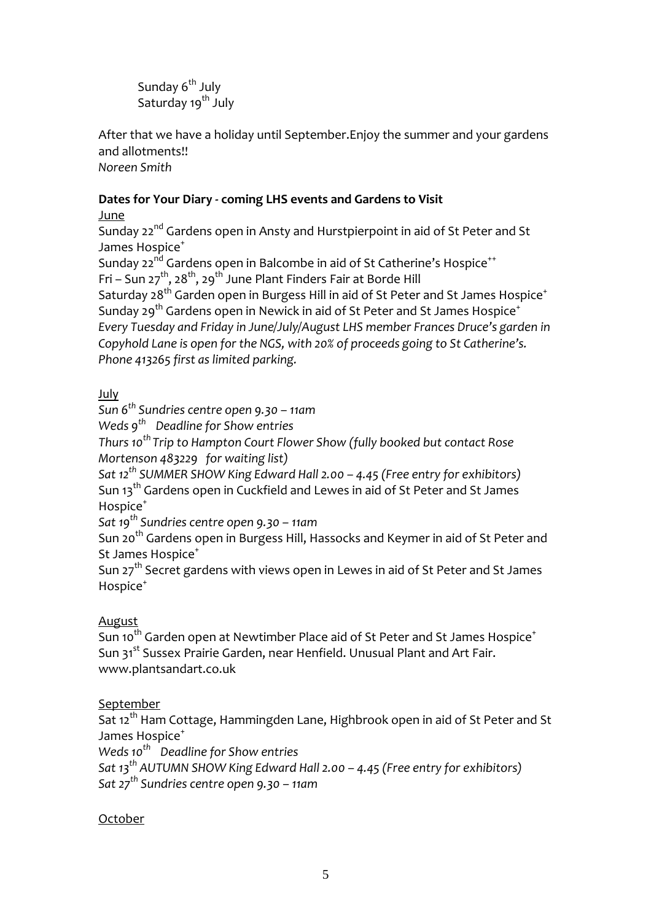Sunday 6th July
Saturday 19th July

After that we have a holiday until September.Enjoy the summer and your gardens and allotments!!
*Noreen Smith*

**Dates for Your Diary - coming LHS events and Gardens to Visit**

June

Sunday 22nd Gardens open in Ansty and Hurstpierpoint in aid of St Peter and St James Hospice+
Sunday 22nd Gardens open in Balcombe in aid of St Catherine's Hospice++
Fri – Sun 27th, 28th, 29th June Plant Finders Fair at Borde Hill
Saturday 28th Garden open in Burgess Hill in aid of St Peter and St James Hospice+
Sunday 29th Gardens open in Newick in aid of St Peter and St James Hospice+
*Every Tuesday and Friday in June/July/August LHS member Frances Druce's garden in Copyhold Lane is open for the NGS, with 20% of proceeds going to St Catherine's. Phone 413265 first as limited parking.*

July

*Sun 6th Sundries centre open 9.30 – 11am*
*Weds 9th Deadline for Show entries*
*Thurs 10th Trip to Hampton Court Flower Show (fully booked but contact Rose Mortenson 483229 for waiting list)*
*Sat 12th SUMMER SHOW King Edward Hall 2.00 – 4.45 (Free entry for exhibitors)*
Sun 13th Gardens open in Cuckfield and Lewes in aid of St Peter and St James Hospice+
*Sat 19th Sundries centre open 9.30 – 11am*
Sun 20th Gardens open in Burgess Hill, Hassocks and Keymer in aid of St Peter and St James Hospice+
Sun 27th Secret gardens with views open in Lewes in aid of St Peter and St James Hospice+

August

Sun 10th Garden open at Newtimber Place aid of St Peter and St James Hospice+
Sun 31st Sussex Prairie Garden, near Henfield. Unusual Plant and Art Fair. www.plantsandart.co.uk

September

Sat 12th Ham Cottage, Hammingden Lane, Highbrook open in aid of St Peter and St James Hospice+
*Weds 10th Deadline for Show entries*
*Sat 13th AUTUMN SHOW King Edward Hall 2.00 – 4.45 (Free entry for exhibitors)*
*Sat 27th Sundries centre open 9.30 – 11am*

October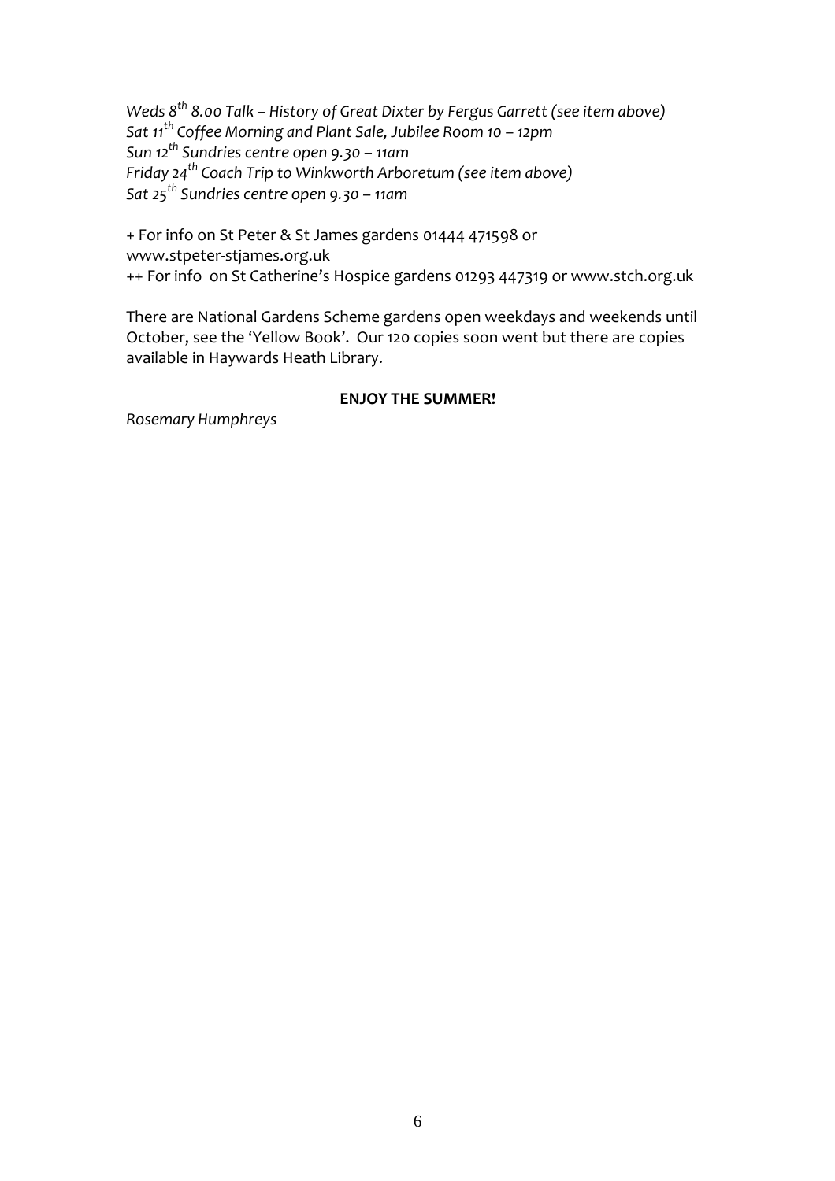*Weds 8th 8.00 Talk – History of Great Dixter by Fergus Garrett (see item above)*
*Sat 11th Coffee Morning and Plant Sale, Jubilee Room 10 – 12pm*
*Sun 12th Sundries centre open 9.30 – 11am*
*Friday 24th Coach Trip to Winkworth Arboretum (see item above)*
*Sat 25th Sundries centre open 9.30 – 11am*

+ For info on St Peter & St James gardens 01444 471598 or www.stpeter-stjames.org.uk
++ For info on St Catherine's Hospice gardens 01293 447319 or www.stch.org.uk

There are National Gardens Scheme gardens open weekdays and weekends until October, see the 'Yellow Book'. Our 120 copies soon went but there are copies available in Haywards Heath Library.

**ENJOY THE SUMMER!**

*Rosemary Humphreys*